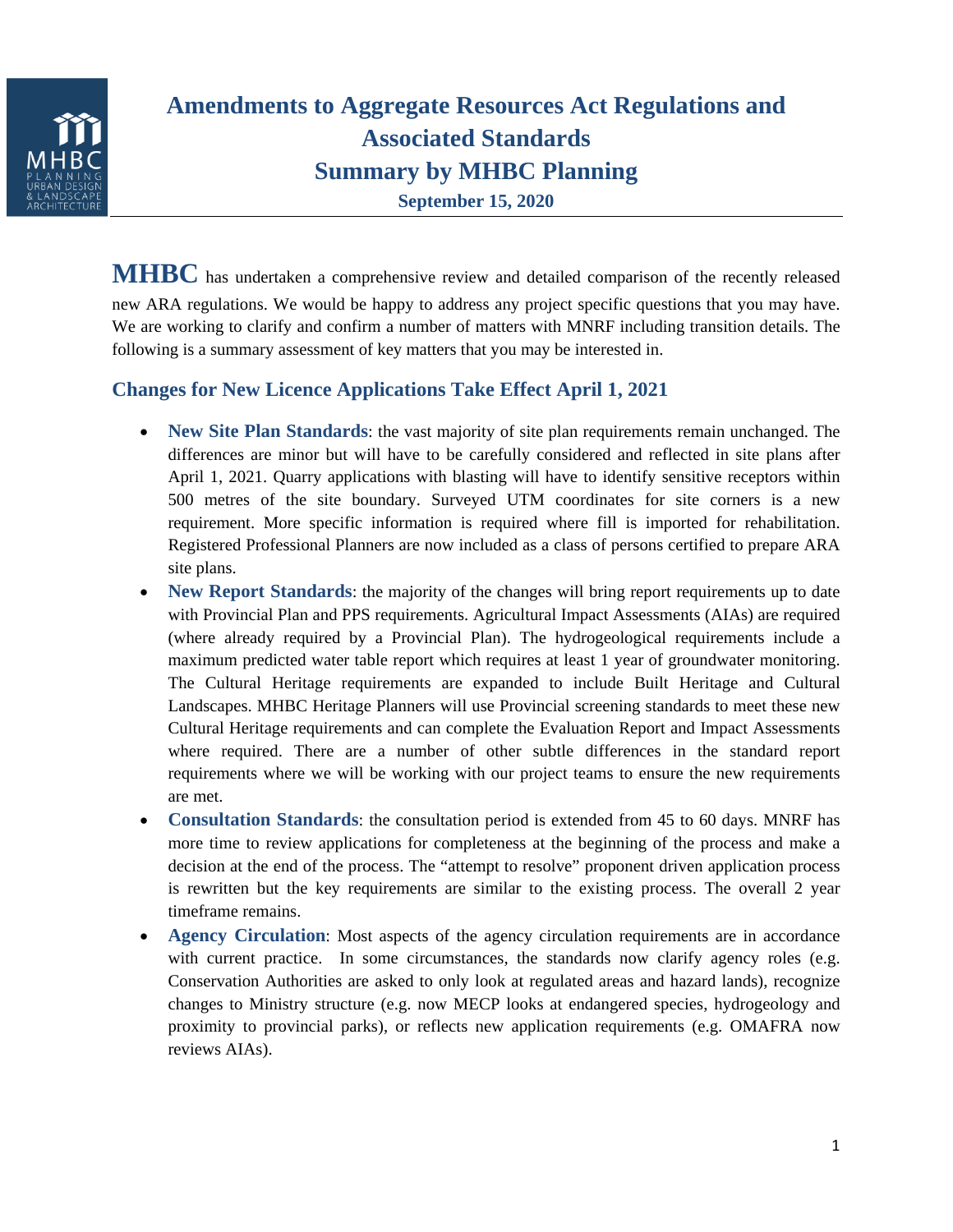# Amendments to Aggregate Resources Act Regulations and Associated Standards

# Summary by MHBC Planning

**September 15, 2020**

**MHBC** has undertaken a comprehensive review and detailed comparison of the recently released new ARA regulations. We would be happy to address any project specific questions that you may have. We are working to clarify and confirm a number of matters with MNRF including transition details. The following is a summary assessment of key matters that you may be interested in.

## Changes for New Licence Applications Take Effect April 1, 2021

- **New Site Plan Standards**: the vast majority of site plan requirements remain unchanged. The differences are minor but will have to be carefully considered and reflected in site plans after April 1, 2021. Quarry applications with blasting will have to identify sensitive receptors within 500 metres of the site boundary. Surveyed UTM coordinates for site corners is a new requirement. More specific information is required where fill is imported for rehabilitation. Registered Professional Planners are now included as a class of persons certified to prepare ARA site plans.
- **New Report Standards**: the majority of the changes will bring report requirements up to date with Provincial Plan and PPS requirements. Agricultural Impact Assessments (AIAs) are required (where already required by a Provincial Plan). The hydrogeological requirements include a maximum predicted water table report which requires at least 1 year of groundwater monitoring. The Cultural Heritage requirements are expanded to include Built Heritage and Cultural Landscapes. MHBC Heritage Planners will use Provincial screening standards to meet these new Cultural Heritage requirements and can complete the Evaluation Report and Impact Assessments where required. There are a number of other subtle differences in the standard report requirements where we will be working with our project teams to ensure the new requirements are met.
- **Consultation Standards**: the consultation period is extended from 45 to 60 days. MNRF has more time to review applications for completeness at the beginning of the process and make a decision at the end of the process. The "attempt to resolve" proponent driven application process is rewritten but the key requirements are similar to the existing process. The overall 2 year timeframe remains.
- **Agency Circulation**: Most aspects of the agency circulation requirements are in accordance with current practice. In some circumstances, the standards now clarify agency roles (e.g. Conservation Authorities are asked to only look at regulated areas and hazard lands), recognize changes to Ministry structure (e.g. now MECP looks at endangered species, hydrogeology and proximity to provincial parks), or reflects new application requirements (e.g. OMAFRA now reviews AIAs).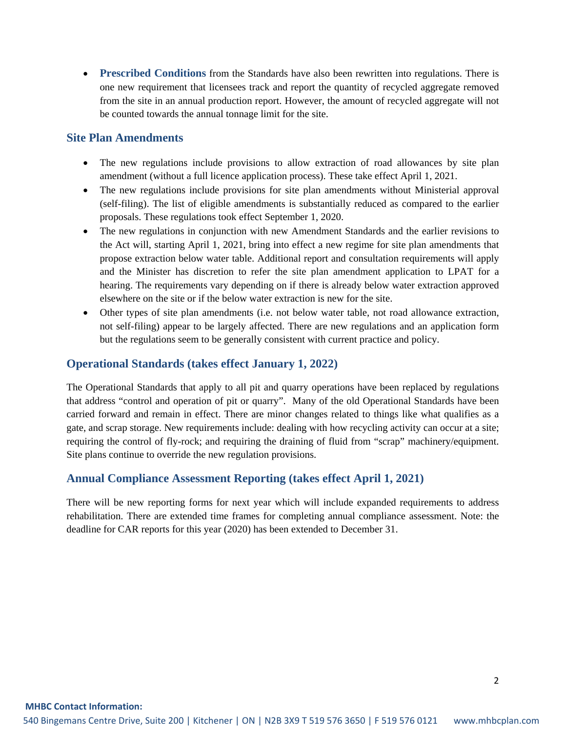- **Prescribed Conditions** from the Standards have also been rewritten into regulations. There is one new requirement that licensees track and report the quantity of recycled aggregate removed from the site in an annual production report. However, the amount of recycled aggregate will not be counted towards the annual tonnage limit for the site.

## Site Plan Amendments

- The new regulations include provisions to allow extraction of road allowances by site plan amendment (without a full licence application process). These take effect April 1, 2021.
- The new regulations include provisions for site plan amendments without Ministerial approval (self-filing). The list of eligible amendments is substantially reduced as compared to the earlier proposals. These regulations took effect September 1, 2020.
- The new regulations in conjunction with new Amendment Standards and the earlier revisions to the Act will, starting April 1, 2021, bring into effect a new regime for site plan amendments that propose extraction below water table. Additional report and consultation requirements will apply and the Minister has discretion to refer the site plan amendment application to LPAT for a hearing. The requirements vary depending on if there is already below water extraction approved elsewhere on the site or if the below water extraction is new for the site.
- Other types of site plan amendments (i.e. not below water table, not road allowance extraction, not self-filing) appear to be largely affected. There are new regulations and an application form but the regulations seem to be generally consistent with current practice and policy.

## Operational Standards (takes effect January 1, 2022)

The Operational Standards that apply to all pit and quarry operations have been replaced by regulations that address "control and operation of pit or quarry". Many of the old Operational Standards have been carried forward and remain in effect. There are minor changes related to things like what qualifies as a gate, and scrap storage. New requirements include: dealing with how recycling activity can occur at a site; requiring the control of fly-rock; and requiring the draining of fluid from "scrap" machinery/equipment. Site plans continue to override the new regulation provisions.

## Annual Compliance Assessment Reporting (takes effect April 1, 2021)

There will be new reporting forms for next year which will include expanded requirements to address rehabilitation. There are extended time frames for completing annual compliance assessment. Note: the deadline for CAR reports for this year (2020) has been extended to December 31.

**MHBC Contact Information:**

540 Bingemans Centre Drive, Suite 200 | Kitchener | ON | N2B 3X9 T 519 576 3650 | F 519 576 0121 www.mhbcplan.com